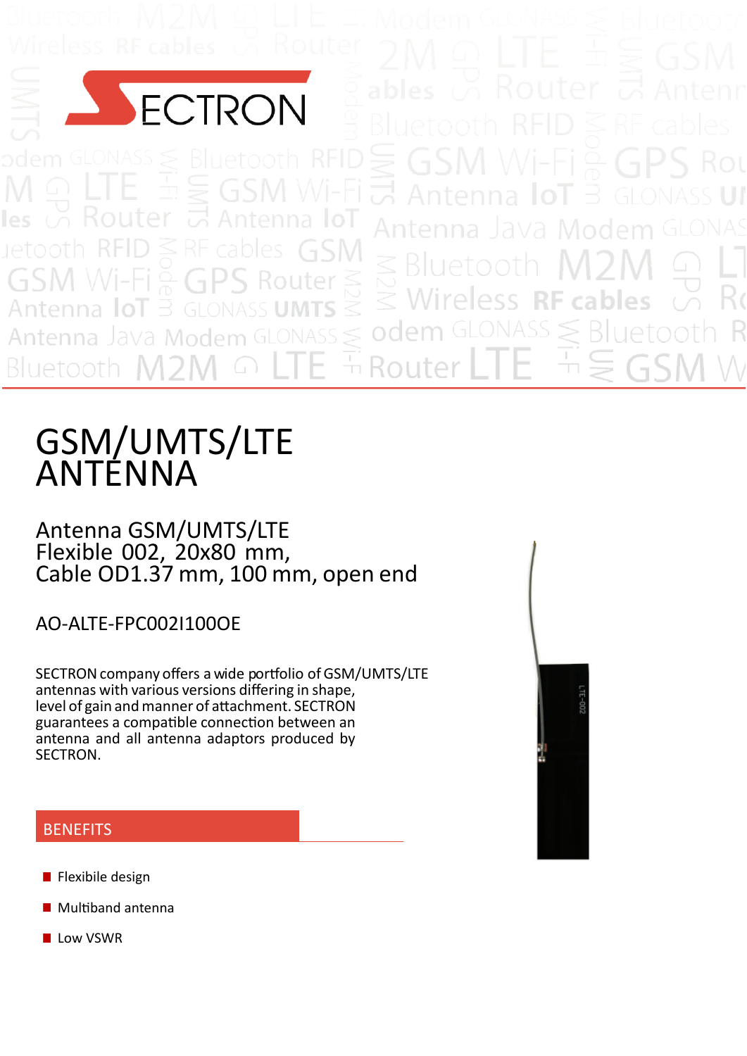# GSM/UMTS/LTE ANTENNA

Antenna GSM/UMTS/LTE
Flexible 002, 20x80 mm,
Cable OD1.37 mm, 100 mm, open end

AO-ALTE-FPC002I100OE

SECTRON company offers a wide portfolio of GSM/UMTS/LTE antennas with various versions differing in shape, level of gain and manner of attachment. SECTRON guarantees a compatible connection between an antenna and all antenna adaptors produced by SECTRON.

## BENEFITS

- Flexibile design
- Multiband antenna
- Low VSWR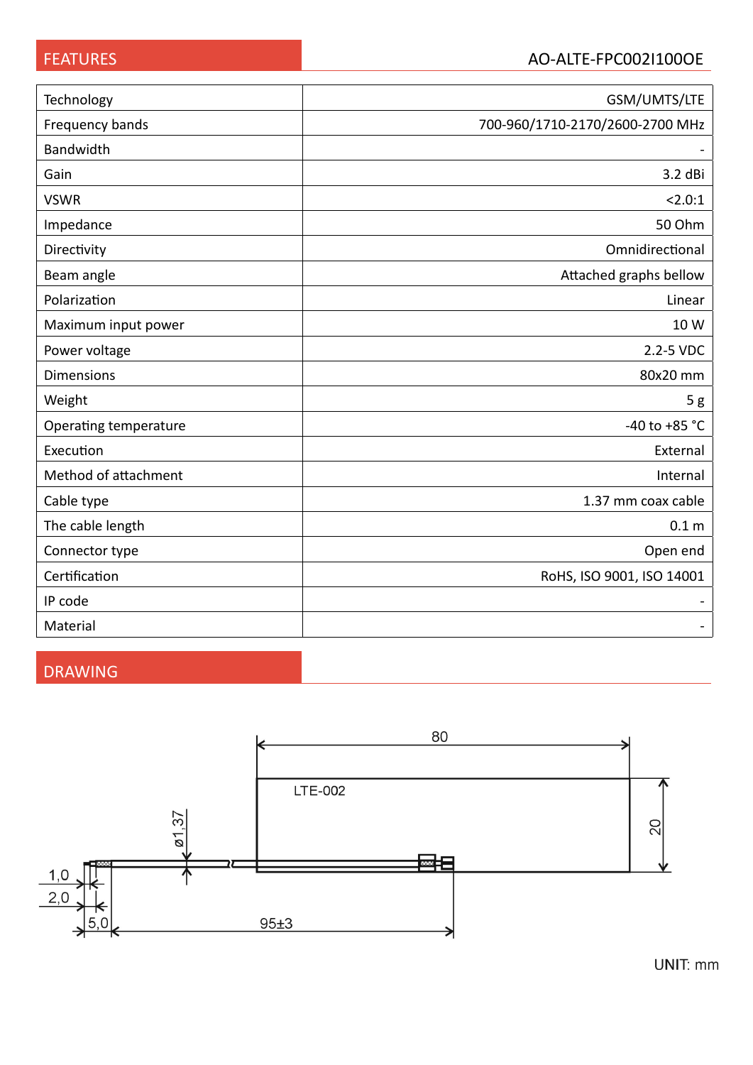## FEATURES

AO-ALTE-FPC002I100OE

| | |
|---|---|
| Technology | GSM/UMTS/LTE |
| Frequency bands | 700-960/1710-2170/2600-2700 MHz |
| Bandwidth | - |
| Gain | 3.2 dBi |
| VSWR | <2.0:1 |
| Impedance | 50 Ohm |
| Directivity | Omnidirectional |
| Beam angle | Attached graphs bellow |
| Polarization | Linear |
| Maximum input power | 10 W |
| Power voltage | 2.2-5 VDC |
| Dimensions | 80x20 mm |
| Weight | 5 g |
| Operating temperature | -40 to +85 °C |
| Execution | External |
| Method of attachment | Internal |
| Cable type | 1.37 mm coax cable |
| The cable length | 0.1 m |
| Connector type | Open end |
| Certification | RoHS, ISO 9001, ISO 14001 |
| IP code | - |
| Material | - |

## DRAWING

80

LTE-002

20

ø1,37

1,0

2,0

5,0

95±3

UNIT: mm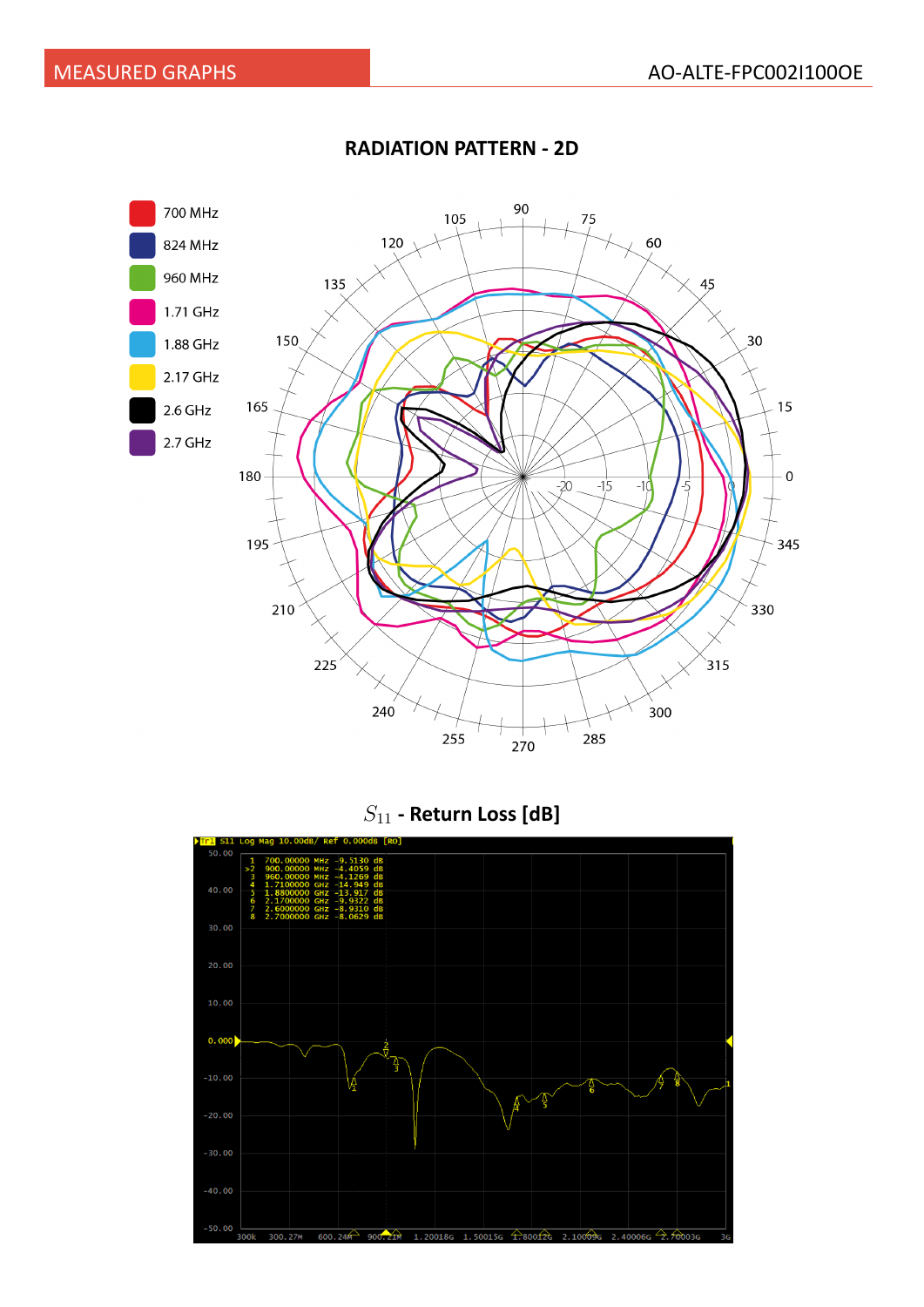## MEASURED GRAPHS

### RADIATION PATTERN - 2D

- 700 MHz
- 824 MHz
- 960 MHz
- 1.71 GHz
- 1.88 GHz
- 2.17 GHz
- 2.6 GHz
- 2.7 GHz

### $S_{11}$ - Return Loss [dB]

```
Tr1 S11 Log Mag 10.00dB/ Ref 0.000dB [R0]
1   700.00000 MHz  -9.5130 dB
>2  900.00000 MHz  -4.4059 dB
3   960.00000 MHz  -4.1269 dB
4   1.7100000 GHz  -14.949 dB
5   1.8800000 GHz  -13.917 dB
6   2.1700000 GHz  -9.9322 dB
7   2.6000000 GHz  -8.9310 dB
8   2.7000000 GHz  -8.0629 dB
```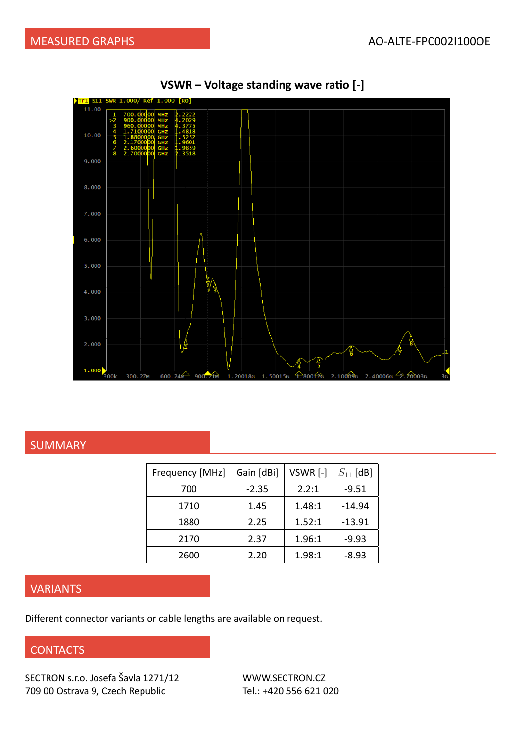## MEASURED GRAPHS

AO-ALTE-FPC002I100OE

**VSWR – Voltage standing wave ratio [-]**

Tr1 S11 SWR 1.000/ Ref 1.000 [R0]

1 700.00000 MHz 2.2222
>2 900.00000 MHz 4.2029
3 960.00000 MHz 4.3775
4 1.7100000 GHz 1.4818
5 1.8800000 GHz 1.5252
6 2.1700000 GHz 1.9601
7 2.6000000 GHz 1.9859
8 2.7000000 GHz 2.3518

11.00
10.00
9.000
8.000
7.000
6.000
5.000
4.000
3.000
2.000
1.000

300k 300.27M 600.24M 900.21M 1.20018G 1.50015G 1.80012G 2.10009G 2.40006G 2.70003G 3G

## SUMMARY

| Frequency [MHz] | Gain [dBi] | VSWR [-] | $S_{11}$ [dB] |
|---|---|---|---|
| 700 | -2.35 | 2.2:1 | -9.51 |
| 1710 | 1.45 | 1.48:1 | -14.94 |
| 1880 | 2.25 | 1.52:1 | -13.91 |
| 2170 | 2.37 | 1.96:1 | -9.93 |
| 2600 | 2.20 | 1.98:1 | -8.93 |

## VARIANTS

Different connector variants or cable lengths are available on request.

## CONTACTS

SECTRON s.r.o. Josefa Šavla 1271/12
709 00 Ostrava 9, Czech Republic

WWW.SECTRON.CZ
Tel.: +420 556 621 020